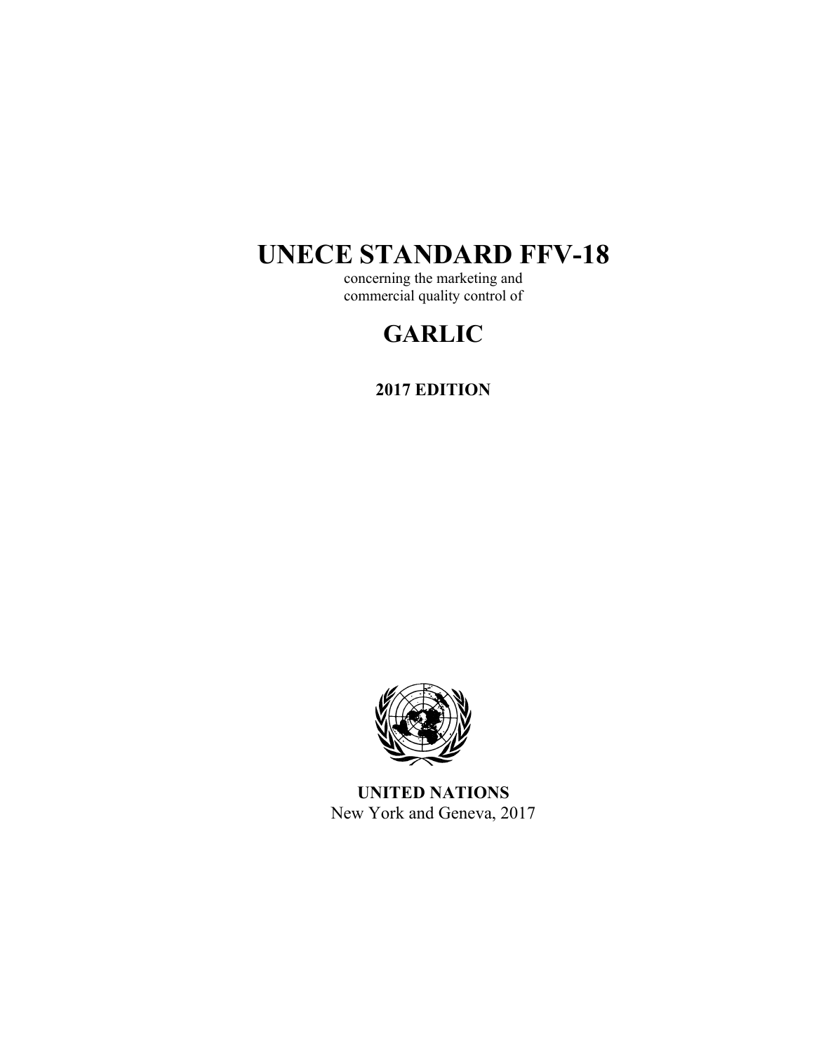# UNECE STANDARD FFV-18

concerning the marketing and
commercial quality control of

## GARLIC

**2017 EDITION**

**UNITED NATIONS**
New York and Geneva, 2017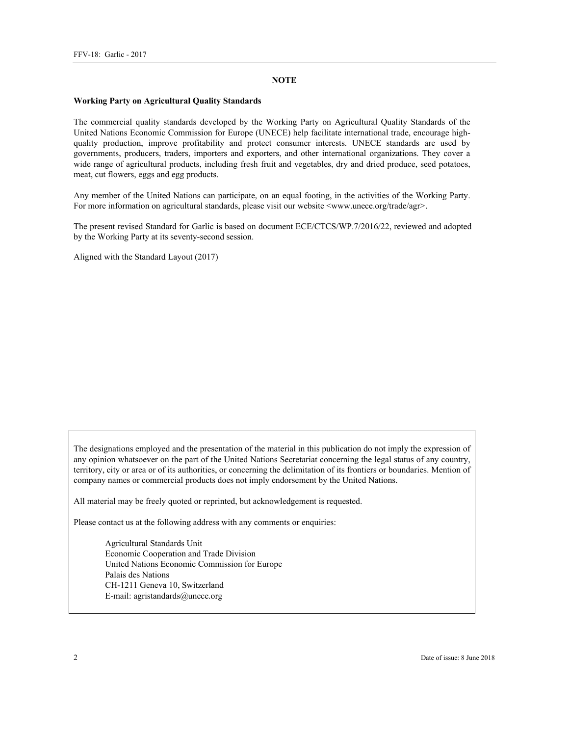## NOTE

**Working Party on Agricultural Quality Standards**

The commercial quality standards developed by the Working Party on Agricultural Quality Standards of the United Nations Economic Commission for Europe (UNECE) help facilitate international trade, encourage high-quality production, improve profitability and protect consumer interests. UNECE standards are used by governments, producers, traders, importers and exporters, and other international organizations. They cover a wide range of agricultural products, including fresh fruit and vegetables, dry and dried produce, seed potatoes, meat, cut flowers, eggs and egg products.

Any member of the United Nations can participate, on an equal footing, in the activities of the Working Party. For more information on agricultural standards, please visit our website <www.unece.org/trade/agr>.

The present revised Standard for Garlic is based on document ECE/CTCS/WP.7/2016/22, reviewed and adopted by the Working Party at its seventy-second session.

Aligned with the Standard Layout (2017)

The designations employed and the presentation of the material in this publication do not imply the expression of any opinion whatsoever on the part of the United Nations Secretariat concerning the legal status of any country, territory, city or area or of its authorities, or concerning the delimitation of its frontiers or boundaries. Mention of company names or commercial products does not imply endorsement by the United Nations.

All material may be freely quoted or reprinted, but acknowledgement is requested.

Please contact us at the following address with any comments or enquiries:

Agricultural Standards Unit
Economic Cooperation and Trade Division
United Nations Economic Commission for Europe
Palais des Nations
CH-1211 Geneva 10, Switzerland
E-mail: agristandards@unece.org

Date of issue: 8 June 2018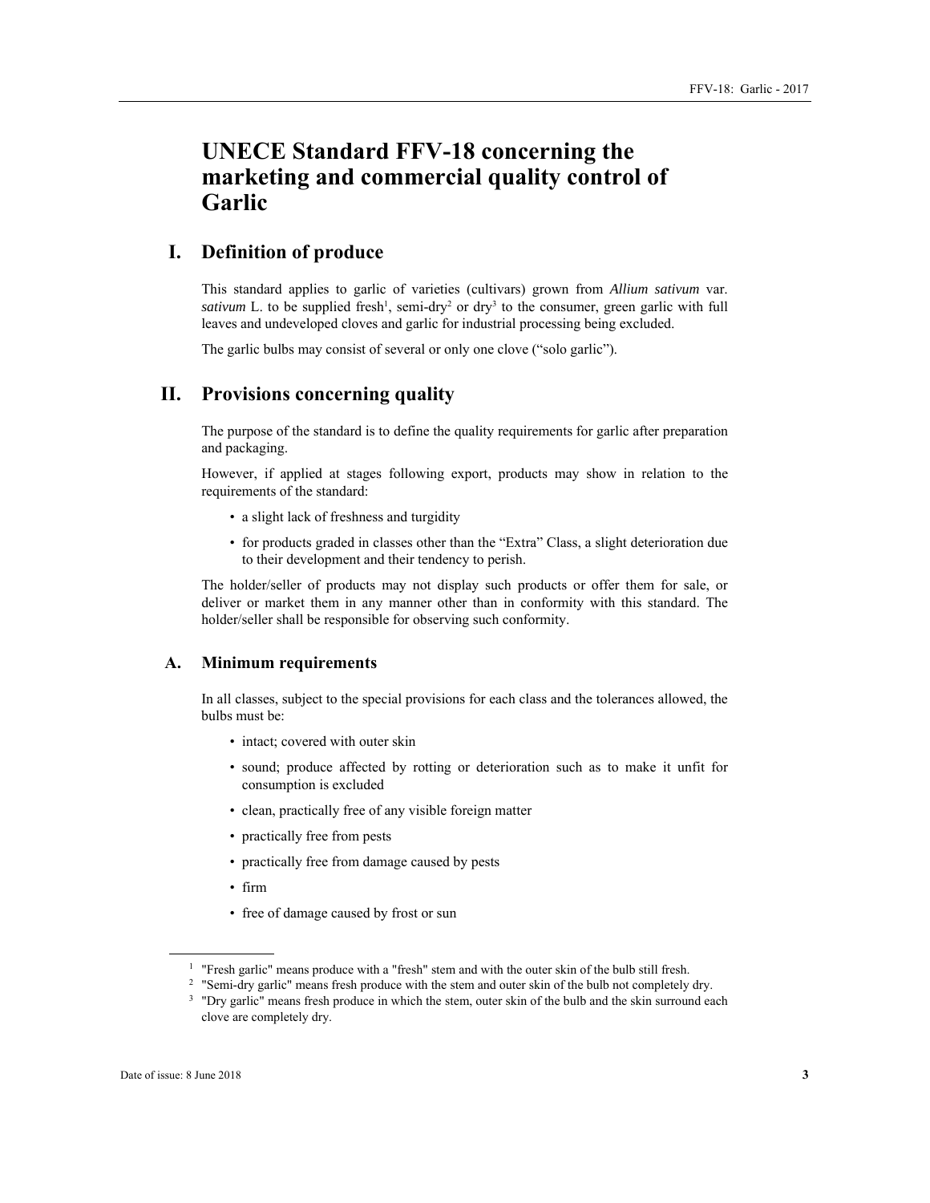# UNECE Standard FFV-18 concerning the marketing and commercial quality control of Garlic

## I. Definition of produce

This standard applies to garlic of varieties (cultivars) grown from *Allium sativum* var. *sativum* L. to be supplied fresh[1], semi-dry[2] or dry[3] to the consumer, green garlic with full leaves and undeveloped cloves and garlic for industrial processing being excluded.

The garlic bulbs may consist of several or only one clove ("solo garlic").

## II. Provisions concerning quality

The purpose of the standard is to define the quality requirements for garlic after preparation and packaging.

However, if applied at stages following export, products may show in relation to the requirements of the standard:

- a slight lack of freshness and turgidity
- for products graded in classes other than the "Extra" Class, a slight deterioration due to their development and their tendency to perish.

The holder/seller of products may not display such products or offer them for sale, or deliver or market them in any manner other than in conformity with this standard. The holder/seller shall be responsible for observing such conformity.

### A. Minimum requirements

In all classes, subject to the special provisions for each class and the tolerances allowed, the bulbs must be:

- intact; covered with outer skin
- sound; produce affected by rotting or deterioration such as to make it unfit for consumption is excluded
- clean, practically free of any visible foreign matter
- practically free from pests
- practically free from damage caused by pests
- firm
- free of damage caused by frost or sun

---

[1] "Fresh garlic" means produce with a "fresh" stem and with the outer skin of the bulb still fresh.

[2] "Semi-dry garlic" means fresh produce with the stem and outer skin of the bulb not completely dry.

[3] "Dry garlic" means fresh produce in which the stem, outer skin of the bulb and the skin surround each clove are completely dry.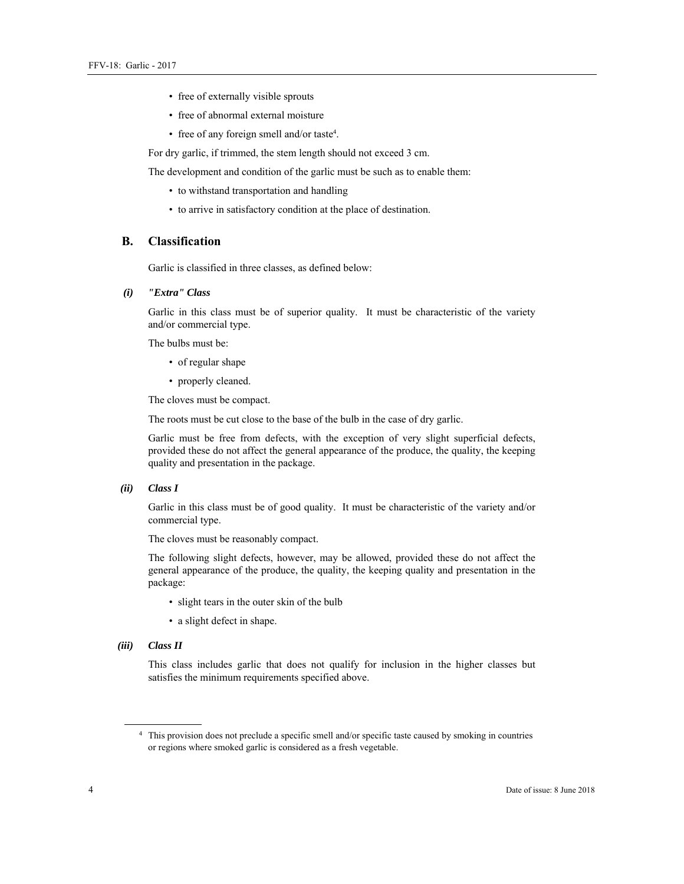- free of externally visible sprouts
- free of abnormal external moisture
- free of any foreign smell and/or taste[4].

For dry garlic, if trimmed, the stem length should not exceed 3 cm.

The development and condition of the garlic must be such as to enable them:

- to withstand transportation and handling
- to arrive in satisfactory condition at the place of destination.

## B. Classification

Garlic is classified in three classes, as defined below:

### (i) *"Extra" Class*

Garlic in this class must be of superior quality. It must be characteristic of the variety and/or commercial type.

The bulbs must be:

- of regular shape
- properly cleaned.

The cloves must be compact.

The roots must be cut close to the base of the bulb in the case of dry garlic.

Garlic must be free from defects, with the exception of very slight superficial defects, provided these do not affect the general appearance of the produce, the quality, the keeping quality and presentation in the package.

### (ii) *Class I*

Garlic in this class must be of good quality. It must be characteristic of the variety and/or commercial type.

The cloves must be reasonably compact.

The following slight defects, however, may be allowed, provided these do not affect the general appearance of the produce, the quality, the keeping quality and presentation in the package:

- slight tears in the outer skin of the bulb
- a slight defect in shape.

### (iii) *Class II*

This class includes garlic that does not qualify for inclusion in the higher classes but satisfies the minimum requirements specified above.

---

[4] This provision does not preclude a specific smell and/or specific taste caused by smoking in countries or regions where smoked garlic is considered as a fresh vegetable.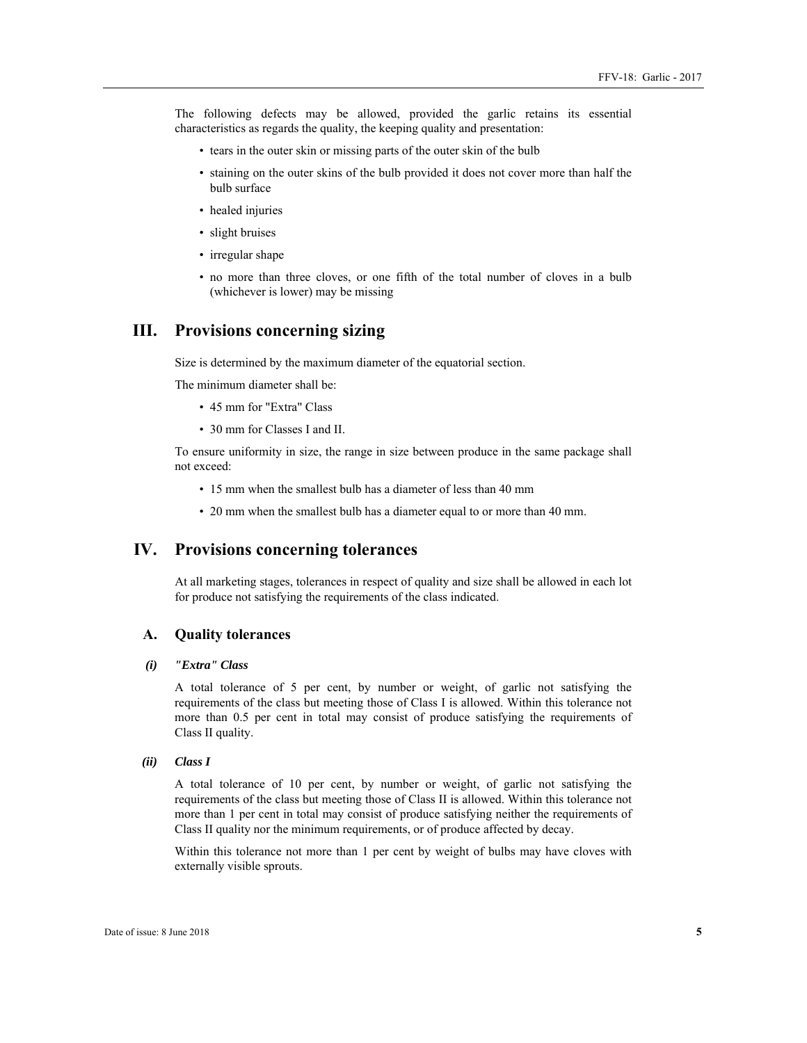The following defects may be allowed, provided the garlic retains its essential characteristics as regards the quality, the keeping quality and presentation:

- tears in the outer skin or missing parts of the outer skin of the bulb
- staining on the outer skins of the bulb provided it does not cover more than half the bulb surface
- healed injuries
- slight bruises
- irregular shape
- no more than three cloves, or one fifth of the total number of cloves in a bulb (whichever is lower) may be missing

# III. Provisions concerning sizing

Size is determined by the maximum diameter of the equatorial section.

The minimum diameter shall be:

- 45 mm for "Extra" Class
- 30 mm for Classes I and II.

To ensure uniformity in size, the range in size between produce in the same package shall not exceed:

- 15 mm when the smallest bulb has a diameter of less than 40 mm
- 20 mm when the smallest bulb has a diameter equal to or more than 40 mm.

# IV. Provisions concerning tolerances

At all marketing stages, tolerances in respect of quality and size shall be allowed in each lot for produce not satisfying the requirements of the class indicated.

## A. Quality tolerances

### *(i) "Extra" Class*

A total tolerance of 5 per cent, by number or weight, of garlic not satisfying the requirements of the class but meeting those of Class I is allowed. Within this tolerance not more than 0.5 per cent in total may consist of produce satisfying the requirements of Class II quality.

### *(ii) Class I*

A total tolerance of 10 per cent, by number or weight, of garlic not satisfying the requirements of the class but meeting those of Class II is allowed. Within this tolerance not more than 1 per cent in total may consist of produce satisfying neither the requirements of Class II quality nor the minimum requirements, or of produce affected by decay.

Within this tolerance not more than 1 per cent by weight of bulbs may have cloves with externally visible sprouts.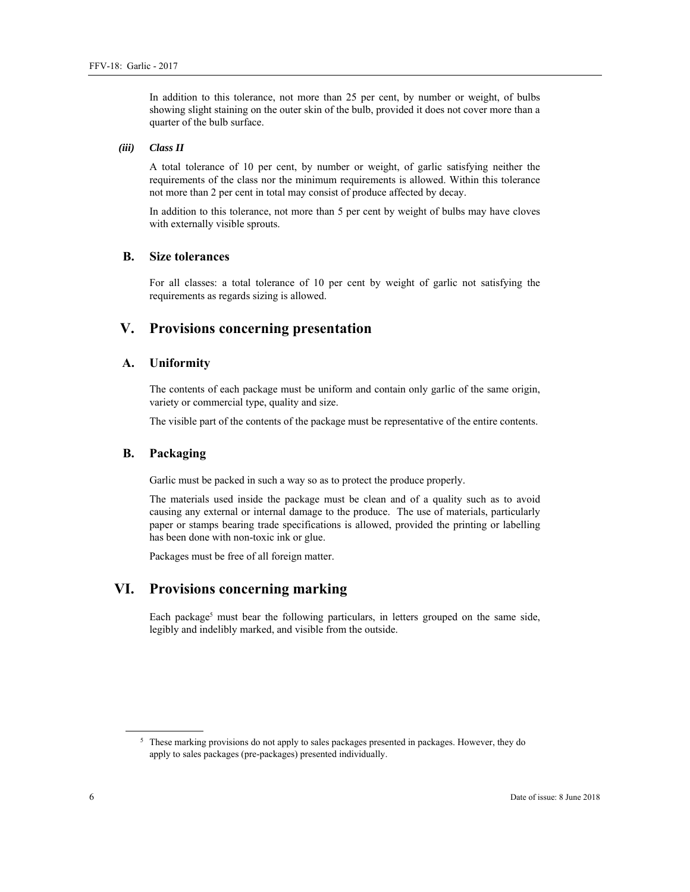In addition to this tolerance, not more than 25 per cent, by number or weight, of bulbs showing slight staining on the outer skin of the bulb, provided it does not cover more than a quarter of the bulb surface.

***(iii) Class II***

A total tolerance of 10 per cent, by number or weight, of garlic satisfying neither the requirements of the class nor the minimum requirements is allowed. Within this tolerance not more than 2 per cent in total may consist of produce affected by decay.

In addition to this tolerance, not more than 5 per cent by weight of bulbs may have cloves with externally visible sprouts.

### B. Size tolerances

For all classes: a total tolerance of 10 per cent by weight of garlic not satisfying the requirements as regards sizing is allowed.

## V. Provisions concerning presentation

### A. Uniformity

The contents of each package must be uniform and contain only garlic of the same origin, variety or commercial type, quality and size.

The visible part of the contents of the package must be representative of the entire contents.

### B. Packaging

Garlic must be packed in such a way so as to protect the produce properly.

The materials used inside the package must be clean and of a quality such as to avoid causing any external or internal damage to the produce. The use of materials, particularly paper or stamps bearing trade specifications is allowed, provided the printing or labelling has been done with non-toxic ink or glue.

Packages must be free of all foreign matter.

## VI. Provisions concerning marking

Each package[5] must bear the following particulars, in letters grouped on the same side, legibly and indelibly marked, and visible from the outside.

---

[5] These marking provisions do not apply to sales packages presented in packages. However, they do apply to sales packages (pre-packages) presented individually.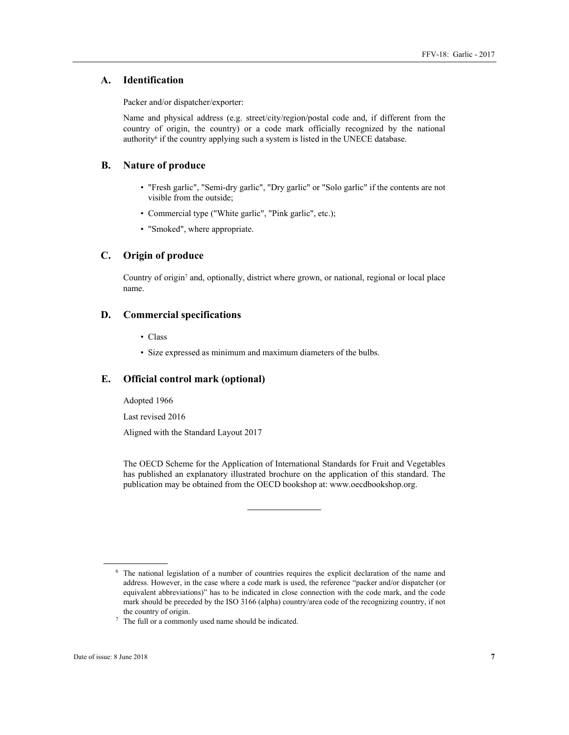## A. Identification

Packer and/or dispatcher/exporter:

Name and physical address (e.g. street/city/region/postal code and, if different from the country of origin, the country) or a code mark officially recognized by the national authority[6] if the country applying such a system is listed in the UNECE database.

## B. Nature of produce

- "Fresh garlic", "Semi-dry garlic", "Dry garlic" or "Solo garlic" if the contents are not visible from the outside;
- Commercial type ("White garlic", "Pink garlic", etc.);
- "Smoked", where appropriate.

## C. Origin of produce

Country of origin[7] and, optionally, district where grown, or national, regional or local place name.

## D. Commercial specifications

- Class
- Size expressed as minimum and maximum diameters of the bulbs.

## E. Official control mark (optional)

Adopted 1966

Last revised 2016

Aligned with the Standard Layout 2017

The OECD Scheme for the Application of International Standards for Fruit and Vegetables has published an explanatory illustrated brochure on the application of this standard. The publication may be obtained from the OECD bookshop at: www.oecdbookshop.org.

---

[6] The national legislation of a number of countries requires the explicit declaration of the name and address. However, in the case where a code mark is used, the reference "packer and/or dispatcher (or equivalent abbreviations)" has to be indicated in close connection with the code mark, and the code mark should be preceded by the ISO 3166 (alpha) country/area code of the recognizing country, if not the country of origin.

[7] The full or a commonly used name should be indicated.